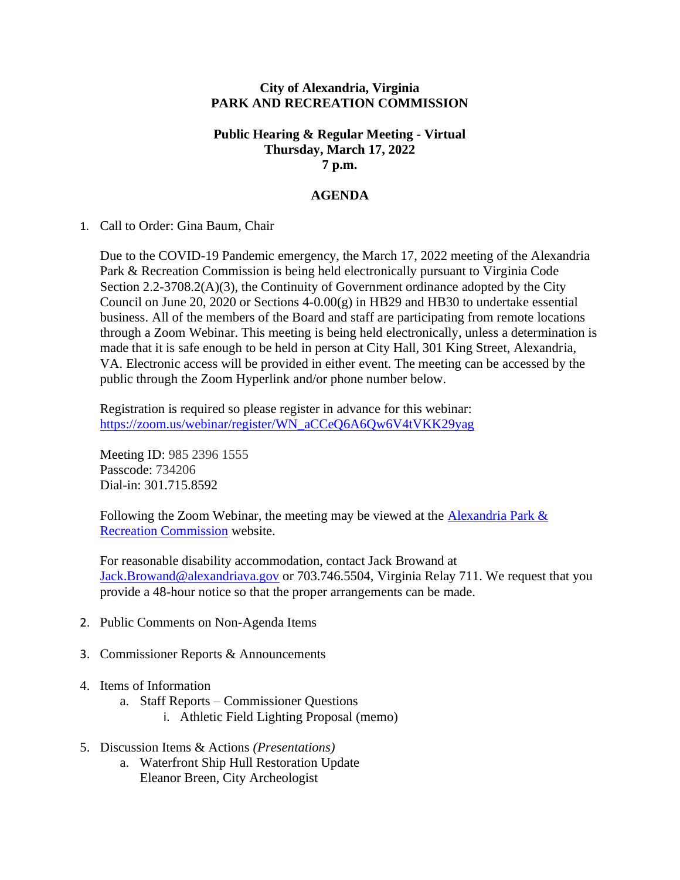**City of Alexandria, Virginia**
**PARK AND RECREATION COMMISSION**

**Public Hearing & Regular Meeting - Virtual**
**Thursday, March 17, 2022**
**7 p.m.**

**AGENDA**

1. Call to Order: Gina Baum, Chair

   Due to the COVID-19 Pandemic emergency, the March 17, 2022 meeting of the Alexandria Park & Recreation Commission is being held electronically pursuant to Virginia Code Section 2.2-3708.2(A)(3), the Continuity of Government ordinance adopted by the City Council on June 20, 2020 or Sections 4-0.00(g) in HB29 and HB30 to undertake essential business. All of the members of the Board and staff are participating from remote locations through a Zoom Webinar. This meeting is being held electronically, unless a determination is made that it is safe enough to be held in person at City Hall, 301 King Street, Alexandria, VA. Electronic access will be provided in either event. The meeting can be accessed by the public through the Zoom Hyperlink and/or phone number below.

   Registration is required so please register in advance for this webinar: [https://zoom.us/webinar/register/WN_aCCeQ6A6Qw6V4tVKK29yag](https://zoom.us/webinar/register/WN_aCCeQ6A6Qw6V4tVKK29yag)

   Meeting ID: 985 2396 1555
   Passcode: 734206
   Dial-in: 301.715.8592

   Following the Zoom Webinar, the meeting may be viewed at the [Alexandria Park & Recreation Commission]() website.

   For reasonable disability accommodation, contact Jack Browand at [Jack.Browand@alexandriava.gov](mailto:Jack.Browand@alexandriava.gov) or 703.746.5504, Virginia Relay 711. We request that you provide a 48-hour notice so that the proper arrangements can be made.

2. Public Comments on Non-Agenda Items

3. Commissioner Reports & Announcements

4. Items of Information
   a. Staff Reports – Commissioner Questions
      i. Athletic Field Lighting Proposal (memo)

5. Discussion Items & Actions *(Presentations)*
   a. Waterfront Ship Hull Restoration Update
      Eleanor Breen, City Archeologist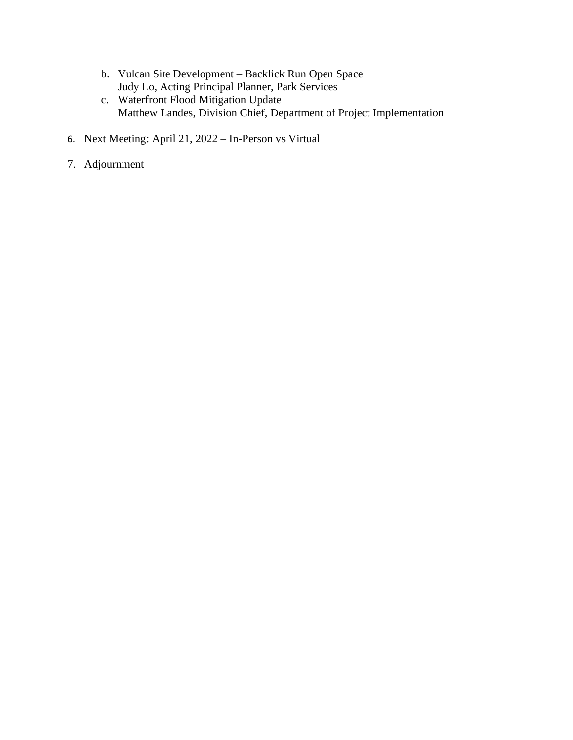b. Vulcan Site Development – Backlick Run Open Space
      Judy Lo, Acting Principal Planner, Park Services
   c. Waterfront Flood Mitigation Update
      Matthew Landes, Division Chief, Department of Project Implementation

6. Next Meeting: April 21, 2022 – In-Person vs Virtual

7. Adjournment